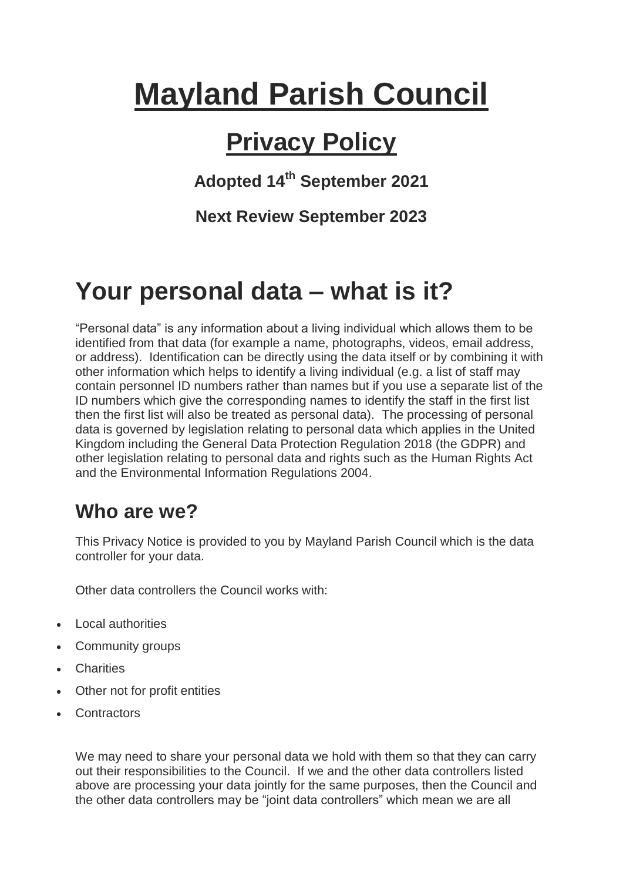# Mayland Parish Council

## Privacy Policy

**Adopted 14th September 2021**

**Next Review September 2023**

# Your personal data – what is it?

"Personal data" is any information about a living individual which allows them to be identified from that data (for example a name, photographs, videos, email address, or address). Identification can be directly using the data itself or by combining it with other information which helps to identify a living individual (e.g. a list of staff may contain personnel ID numbers rather than names but if you use a separate list of the ID numbers which give the corresponding names to identify the staff in the first list then the first list will also be treated as personal data). The processing of personal data is governed by legislation relating to personal data which applies in the United Kingdom including the General Data Protection Regulation 2018 (the GDPR) and other legislation relating to personal data and rights such as the Human Rights Act and the Environmental Information Regulations 2004.

## Who are we?

This Privacy Notice is provided to you by Mayland Parish Council which is the data controller for your data.

Other data controllers the Council works with:

- Local authorities
- Community groups
- Charities
- Other not for profit entities
- Contractors

We may need to share your personal data we hold with them so that they can carry out their responsibilities to the Council. If we and the other data controllers listed above are processing your data jointly for the same purposes, then the Council and the other data controllers may be "joint data controllers" which mean we are all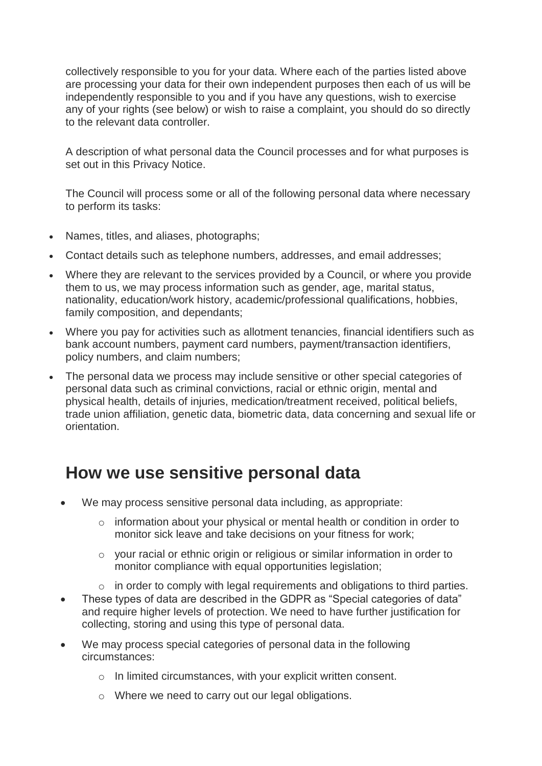collectively responsible to you for your data. Where each of the parties listed above are processing your data for their own independent purposes then each of us will be independently responsible to you and if you have any questions, wish to exercise any of your rights (see below) or wish to raise a complaint, you should do so directly to the relevant data controller.

A description of what personal data the Council processes and for what purposes is set out in this Privacy Notice.

The Council will process some or all of the following personal data where necessary to perform its tasks:

- Names, titles, and aliases, photographs;
- Contact details such as telephone numbers, addresses, and email addresses;
- Where they are relevant to the services provided by a Council, or where you provide them to us, we may process information such as gender, age, marital status, nationality, education/work history, academic/professional qualifications, hobbies, family composition, and dependants;
- Where you pay for activities such as allotment tenancies, financial identifiers such as bank account numbers, payment card numbers, payment/transaction identifiers, policy numbers, and claim numbers;
- The personal data we process may include sensitive or other special categories of personal data such as criminal convictions, racial or ethnic origin, mental and physical health, details of injuries, medication/treatment received, political beliefs, trade union affiliation, genetic data, biometric data, data concerning and sexual life or orientation.

## How we use sensitive personal data

- We may process sensitive personal data including, as appropriate:
  - information about your physical or mental health or condition in order to monitor sick leave and take decisions on your fitness for work;
  - your racial or ethnic origin or religious or similar information in order to monitor compliance with equal opportunities legislation;
  - in order to comply with legal requirements and obligations to third parties.
- These types of data are described in the GDPR as "Special categories of data" and require higher levels of protection. We need to have further justification for collecting, storing and using this type of personal data.
- We may process special categories of personal data in the following circumstances:
  - In limited circumstances, with your explicit written consent.
  - Where we need to carry out our legal obligations.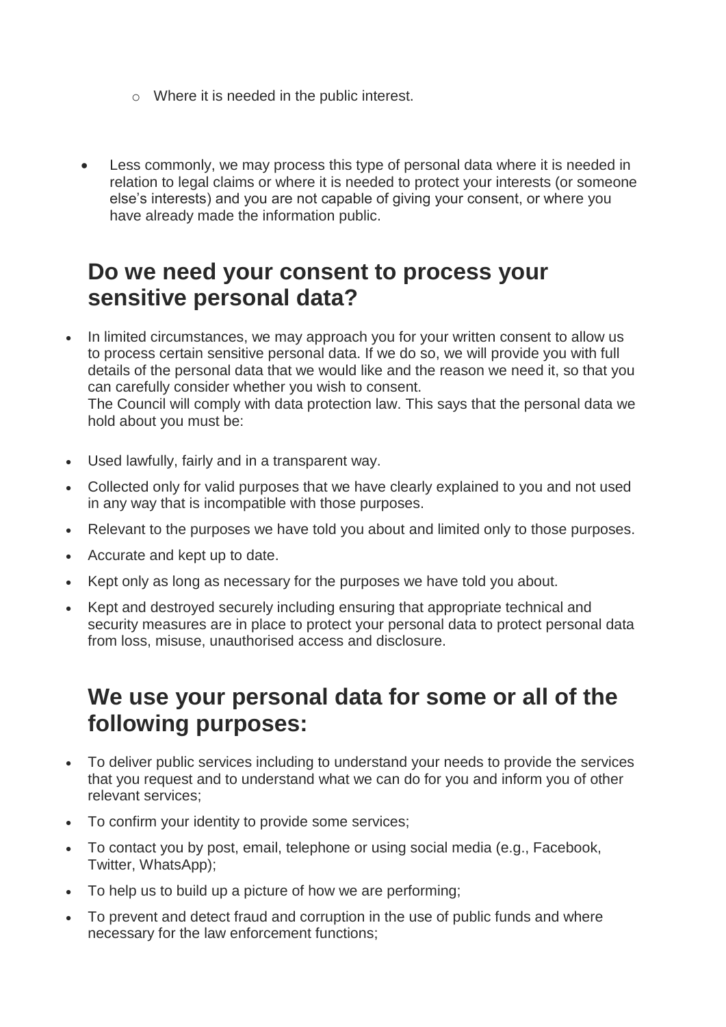- Where it is needed in the public interest.

- Less commonly, we may process this type of personal data where it is needed in relation to legal claims or where it is needed to protect your interests (or someone else's interests) and you are not capable of giving your consent, or where you have already made the information public.

## Do we need your consent to process your sensitive personal data?

- In limited circumstances, we may approach you for your written consent to allow us to process certain sensitive personal data. If we do so, we will provide you with full details of the personal data that we would like and the reason we need it, so that you can carefully consider whether you wish to consent.
  The Council will comply with data protection law. This says that the personal data we hold about you must be:

- Used lawfully, fairly and in a transparent way.
- Collected only for valid purposes that we have clearly explained to you and not used in any way that is incompatible with those purposes.
- Relevant to the purposes we have told you about and limited only to those purposes.
- Accurate and kept up to date.
- Kept only as long as necessary for the purposes we have told you about.
- Kept and destroyed securely including ensuring that appropriate technical and security measures are in place to protect your personal data to protect personal data from loss, misuse, unauthorised access and disclosure.

## We use your personal data for some or all of the following purposes:

- To deliver public services including to understand your needs to provide the services that you request and to understand what we can do for you and inform you of other relevant services;
- To confirm your identity to provide some services;
- To contact you by post, email, telephone or using social media (e.g., Facebook, Twitter, WhatsApp);
- To help us to build up a picture of how we are performing;
- To prevent and detect fraud and corruption in the use of public funds and where necessary for the law enforcement functions;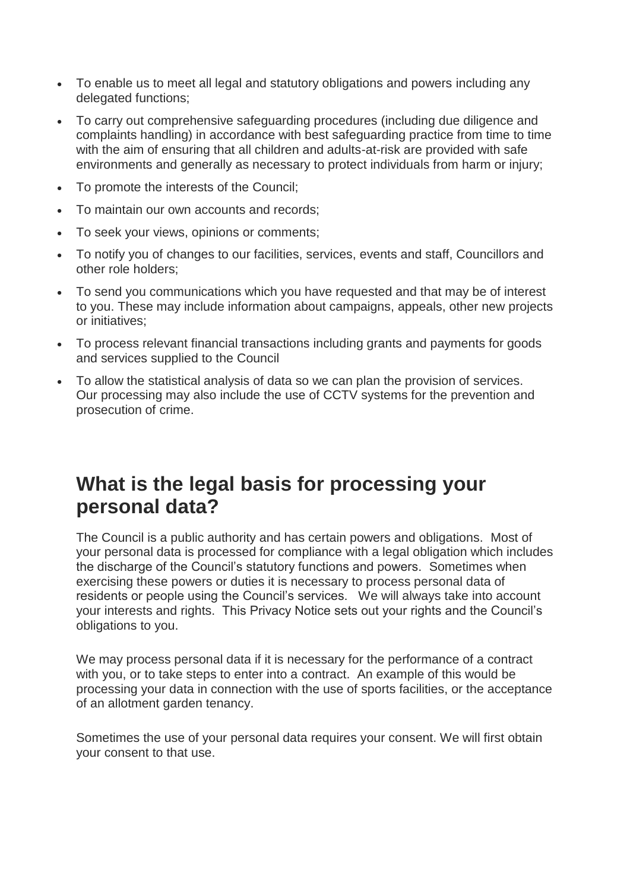- To enable us to meet all legal and statutory obligations and powers including any delegated functions;
- To carry out comprehensive safeguarding procedures (including due diligence and complaints handling) in accordance with best safeguarding practice from time to time with the aim of ensuring that all children and adults-at-risk are provided with safe environments and generally as necessary to protect individuals from harm or injury;
- To promote the interests of the Council;
- To maintain our own accounts and records;
- To seek your views, opinions or comments;
- To notify you of changes to our facilities, services, events and staff, Councillors and other role holders;
- To send you communications which you have requested and that may be of interest to you. These may include information about campaigns, appeals, other new projects or initiatives;
- To process relevant financial transactions including grants and payments for goods and services supplied to the Council
- To allow the statistical analysis of data so we can plan the provision of services. Our processing may also include the use of CCTV systems for the prevention and prosecution of crime.

## What is the legal basis for processing your personal data?

The Council is a public authority and has certain powers and obligations. Most of your personal data is processed for compliance with a legal obligation which includes the discharge of the Council's statutory functions and powers. Sometimes when exercising these powers or duties it is necessary to process personal data of residents or people using the Council's services. We will always take into account your interests and rights. This Privacy Notice sets out your rights and the Council's obligations to you.

We may process personal data if it is necessary for the performance of a contract with you, or to take steps to enter into a contract. An example of this would be processing your data in connection with the use of sports facilities, or the acceptance of an allotment garden tenancy.

Sometimes the use of your personal data requires your consent. We will first obtain your consent to that use.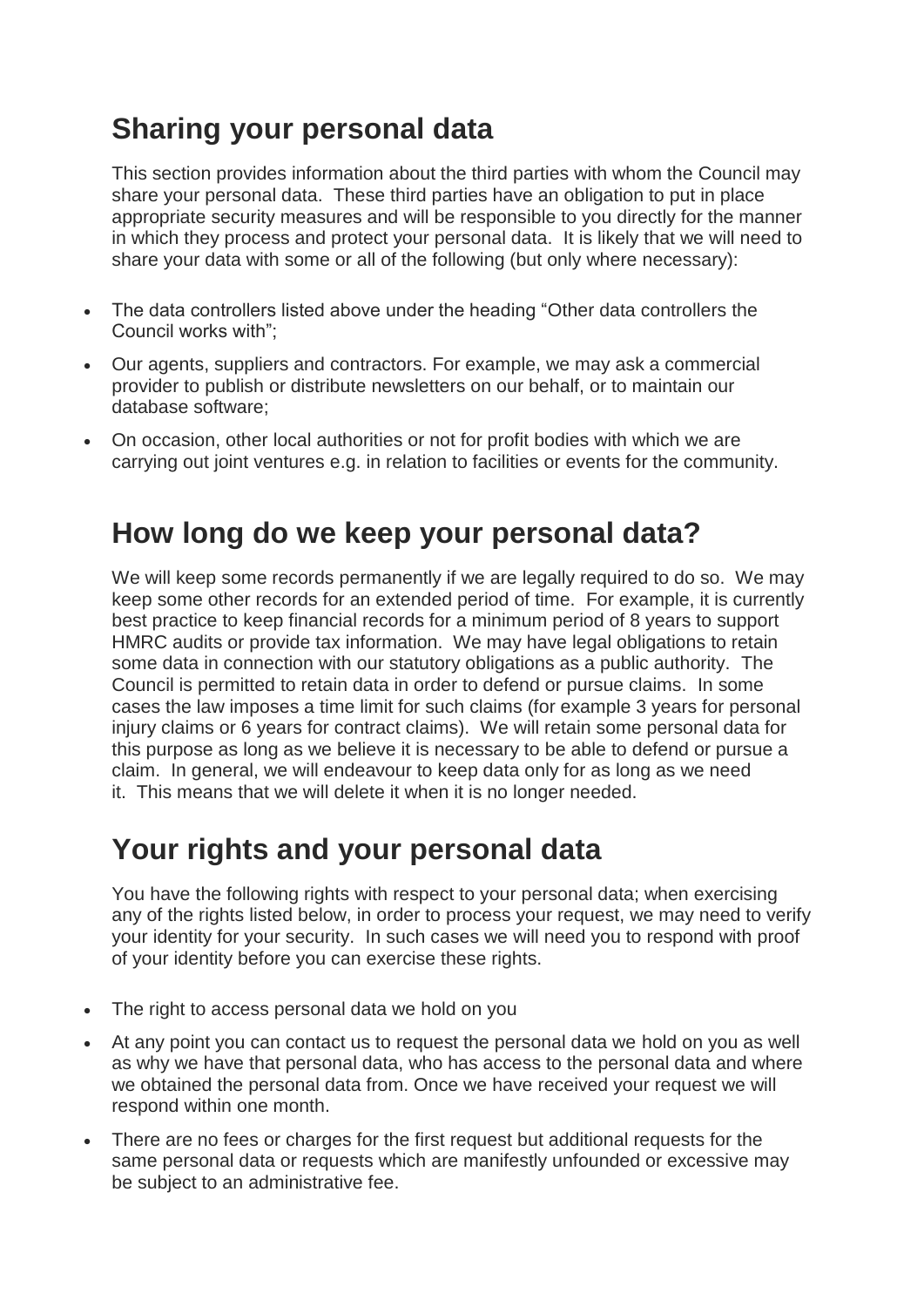## Sharing your personal data

This section provides information about the third parties with whom the Council may share your personal data. These third parties have an obligation to put in place appropriate security measures and will be responsible to you directly for the manner in which they process and protect your personal data. It is likely that we will need to share your data with some or all of the following (but only where necessary):

- The data controllers listed above under the heading “Other data controllers the Council works with”;
- Our agents, suppliers and contractors. For example, we may ask a commercial provider to publish or distribute newsletters on our behalf, or to maintain our database software;
- On occasion, other local authorities or not for profit bodies with which we are carrying out joint ventures e.g. in relation to facilities or events for the community.

## How long do we keep your personal data?

We will keep some records permanently if we are legally required to do so. We may keep some other records for an extended period of time. For example, it is currently best practice to keep financial records for a minimum period of 8 years to support HMRC audits or provide tax information. We may have legal obligations to retain some data in connection with our statutory obligations as a public authority. The Council is permitted to retain data in order to defend or pursue claims. In some cases the law imposes a time limit for such claims (for example 3 years for personal injury claims or 6 years for contract claims). We will retain some personal data for this purpose as long as we believe it is necessary to be able to defend or pursue a claim. In general, we will endeavour to keep data only for as long as we need it. This means that we will delete it when it is no longer needed.

## Your rights and your personal data

You have the following rights with respect to your personal data; when exercising any of the rights listed below, in order to process your request, we may need to verify your identity for your security. In such cases we will need you to respond with proof of your identity before you can exercise these rights.

- The right to access personal data we hold on you
- At any point you can contact us to request the personal data we hold on you as well as why we have that personal data, who has access to the personal data and where we obtained the personal data from. Once we have received your request we will respond within one month.
- There are no fees or charges for the first request but additional requests for the same personal data or requests which are manifestly unfounded or excessive may be subject to an administrative fee.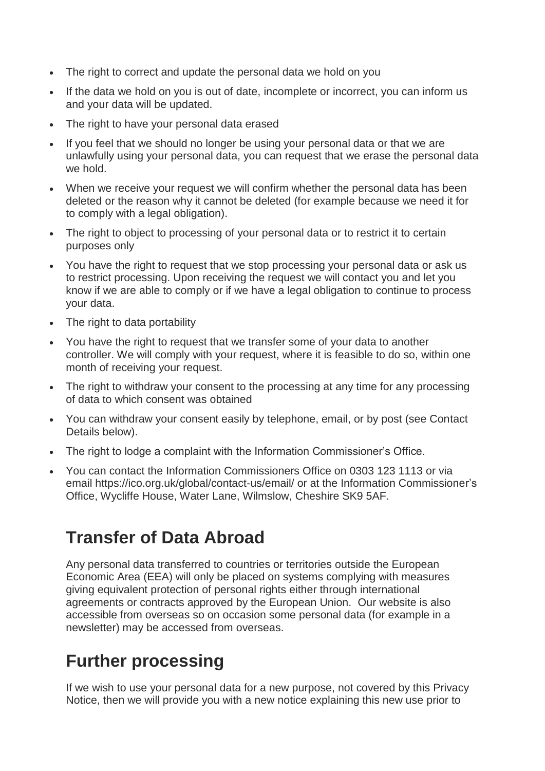- The right to correct and update the personal data we hold on you
- If the data we hold on you is out of date, incomplete or incorrect, you can inform us and your data will be updated.
- The right to have your personal data erased
- If you feel that we should no longer be using your personal data or that we are unlawfully using your personal data, you can request that we erase the personal data we hold.
- When we receive your request we will confirm whether the personal data has been deleted or the reason why it cannot be deleted (for example because we need it for to comply with a legal obligation).
- The right to object to processing of your personal data or to restrict it to certain purposes only
- You have the right to request that we stop processing your personal data or ask us to restrict processing. Upon receiving the request we will contact you and let you know if we are able to comply or if we have a legal obligation to continue to process your data.
- The right to data portability
- You have the right to request that we transfer some of your data to another controller. We will comply with your request, where it is feasible to do so, within one month of receiving your request.
- The right to withdraw your consent to the processing at any time for any processing of data to which consent was obtained
- You can withdraw your consent easily by telephone, email, or by post (see Contact Details below).
- The right to lodge a complaint with the Information Commissioner's Office.
- You can contact the Information Commissioners Office on 0303 123 1113 or via email https://ico.org.uk/global/contact-us/email/ or at the Information Commissioner's Office, Wycliffe House, Water Lane, Wilmslow, Cheshire SK9 5AF.

## Transfer of Data Abroad

Any personal data transferred to countries or territories outside the European Economic Area (EEA) will only be placed on systems complying with measures giving equivalent protection of personal rights either through international agreements or contracts approved by the European Union. Our website is also accessible from overseas so on occasion some personal data (for example in a newsletter) may be accessed from overseas.

## Further processing

If we wish to use your personal data for a new purpose, not covered by this Privacy Notice, then we will provide you with a new notice explaining this new use prior to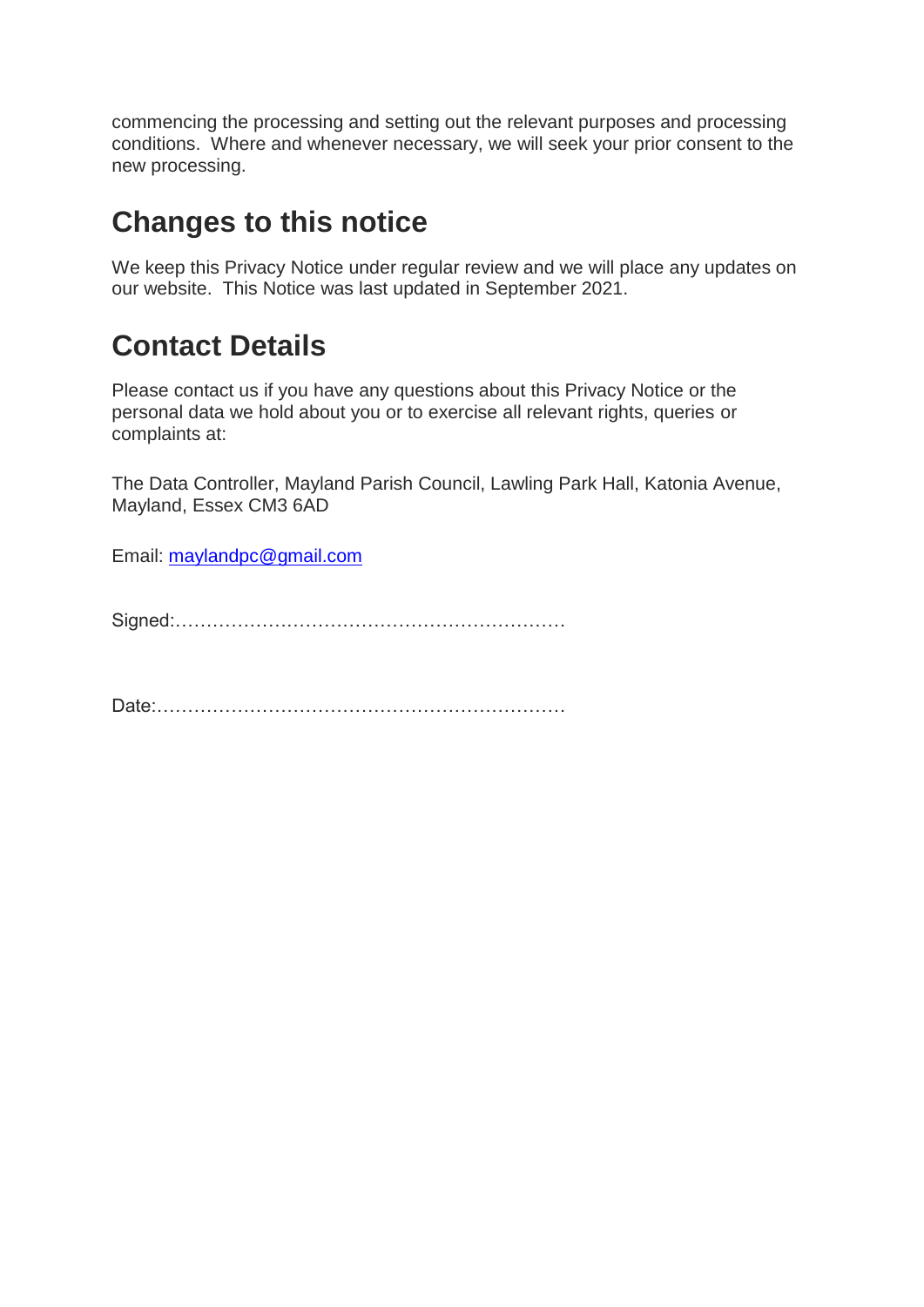commencing the processing and setting out the relevant purposes and processing conditions. Where and whenever necessary, we will seek your prior consent to the new processing.

## Changes to this notice

We keep this Privacy Notice under regular review and we will place any updates on our website. This Notice was last updated in September 2021.

## Contact Details

Please contact us if you have any questions about this Privacy Notice or the personal data we hold about you or to exercise all relevant rights, queries or complaints at:

The Data Controller, Mayland Parish Council, Lawling Park Hall, Katonia Avenue, Mayland, Essex CM3 6AD

Email: [maylandpc@gmail.com](mailto:maylandpc@gmail.com)

Signed:………………………………………………………

Date:…………………………………………………………